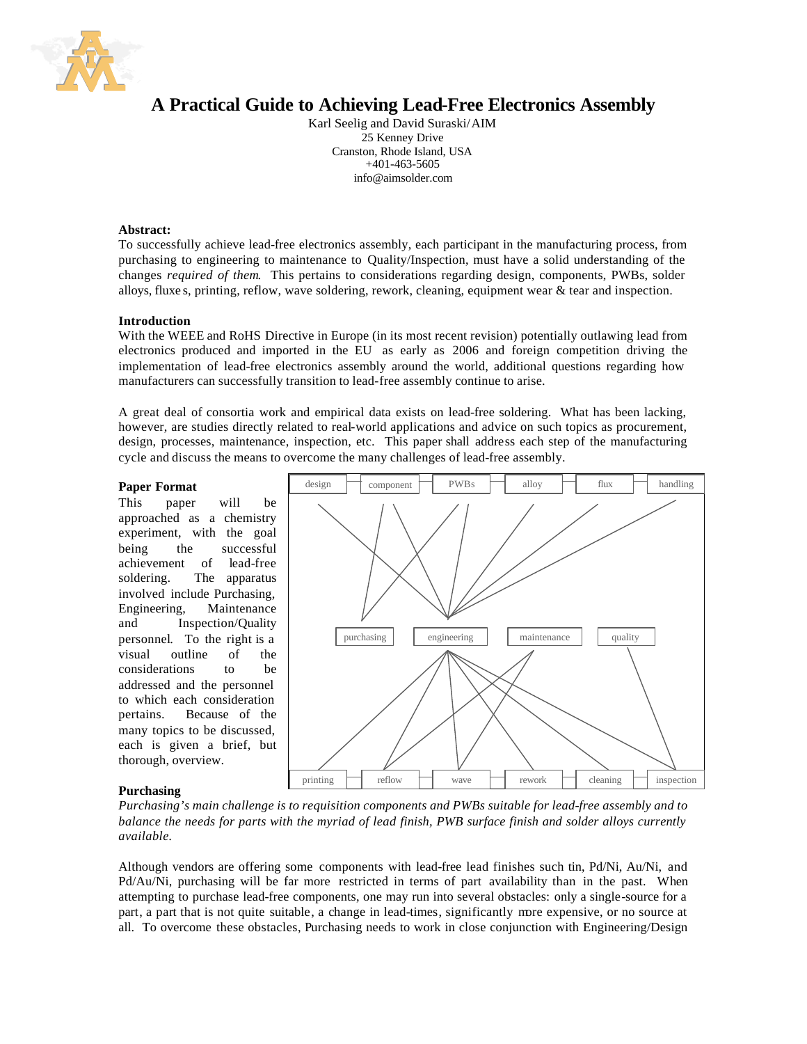# A Practical Guide to Achieving Lead-Free Electronics Assembly

Karl Seelig and David Suraski/ AIM
25 Kenney Drive
Cranston, Rhode Island, USA
+401-463-5605
info@aimsolder.com

### Abstract:

To successfully achieve lead-free electronics assembly, each participant in the manufacturing process, from purchasing to engineering to maintenance to Quality/Inspection, must have a solid understanding of the changes *required of them*. This pertains to considerations regarding design, components, PWBs, solder alloys, fluxes, printing, reflow, wave soldering, rework, cleaning, equipment wear & tear and inspection.

### Introduction

With the WEEE and RoHS Directive in Europe (in its most recent revision) potentially outlawing lead from electronics produced and imported in the EU as early as 2006 and foreign competition driving the implementation of lead-free electronics assembly around the world, additional questions regarding how manufacturers can successfully transition to lead-free assembly continue to arise.

A great deal of consortia work and empirical data exists on lead-free soldering. What has been lacking, however, are studies directly related to real-world applications and advice on such topics as procurement, design, processes, maintenance, inspection, etc. This paper shall address each step of the manufacturing cycle and discuss the means to overcome the many challenges of lead-free assembly.

### Paper Format

This paper will be approached as a chemistry experiment, with the goal being the successful achievement of lead-free soldering. The apparatus involved include Purchasing, Engineering, Maintenance and Inspection/Quality personnel. To the right is a visual outline of the considerations to be addressed and the personnel to which each consideration pertains. Because of the many topics to be discussed, each is given a brief, but thorough, overview.

design | component | PWBs | alloy | flux | handling

purchasing | engineering | maintenance | quality

printing | reflow | wave | rework | cleaning | inspection

### Purchasing

*Purchasing's main challenge is to requisition components and PWBs suitable for lead-free assembly and to balance the needs for parts with the myriad of lead finish, PWB surface finish and solder alloys currently available.*

Although vendors are offering some components with lead-free lead finishes such tin, Pd/Ni, Au/Ni, and Pd/Au/Ni, purchasing will be far more restricted in terms of part availability than in the past. When attempting to purchase lead-free components, one may run into several obstacles: only a single-source for a part, a part that is not quite suitable, a change in lead-times, significantly more expensive, or no source at all. To overcome these obstacles, Purchasing needs to work in close conjunction with Engineering/Design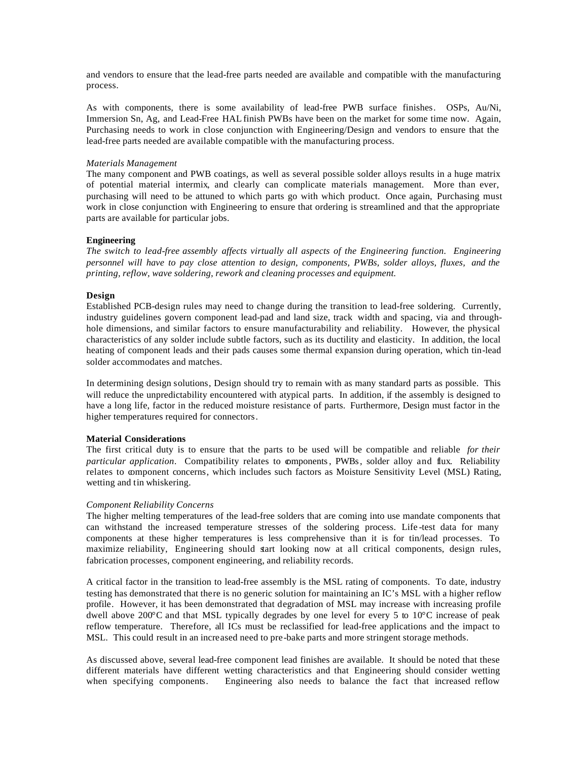and vendors to ensure that the lead-free parts needed are available and compatible with the manufacturing process.

As with components, there is some availability of lead-free PWB surface finishes. OSPs, Au/Ni, Immersion Sn, Ag, and Lead-Free HAL finish PWBs have been on the market for some time now. Again, Purchasing needs to work in close conjunction with Engineering/Design and vendors to ensure that the lead-free parts needed are available compatible with the manufacturing process.

*Materials Management*

The many component and PWB coatings, as well as several possible solder alloys results in a huge matrix of potential material intermix, and clearly can complicate materials management. More than ever, purchasing will need to be attuned to which parts go with which product. Once again, Purchasing must work in close conjunction with Engineering to ensure that ordering is streamlined and that the appropriate parts are available for particular jobs.

**Engineering**

*The switch to lead-free assembly affects virtually all aspects of the Engineering function. Engineering personnel will have to pay close attention to design, components, PWBs, solder alloys, fluxes, and the printing, reflow, wave soldering, rework and cleaning processes and equipment.*

**Design**

Established PCB-design rules may need to change during the transition to lead-free soldering. Currently, industry guidelines govern component lead-pad and land size, track width and spacing, via and through-hole dimensions, and similar factors to ensure manufacturability and reliability. However, the physical characteristics of any solder include subtle factors, such as its ductility and elasticity. In addition, the local heating of component leads and their pads causes some thermal expansion during operation, which tin-lead solder accommodates and matches.

In determining design solutions, Design should try to remain with as many standard parts as possible. This will reduce the unpredictability encountered with atypical parts. In addition, if the assembly is designed to have a long life, factor in the reduced moisture resistance of parts. Furthermore, Design must factor in the higher temperatures required for connectors.

**Material Considerations**

The first critical duty is to ensure that the parts to be used will be compatible and reliable *for their particular application*. Compatibility relates to components, PWBs, solder alloy and flux. Reliability relates to component concerns, which includes such factors as Moisture Sensitivity Level (MSL) Rating, wetting and tin whiskering.

*Component Reliability Concerns*

The higher melting temperatures of the lead-free solders that are coming into use mandate components that can withstand the increased temperature stresses of the soldering process. Life-test data for many components at these higher temperatures is less comprehensive than it is for tin/lead processes. To maximize reliability, Engineering should start looking now at all critical components, design rules, fabrication processes, component engineering, and reliability records.

A critical factor in the transition to lead-free assembly is the MSL rating of components. To date, industry testing has demonstrated that there is no generic solution for maintaining an IC's MSL with a higher reflow profile. However, it has been demonstrated that degradation of MSL may increase with increasing profile dwell above 200°C and that MSL typically degrades by one level for every 5 to 10°C increase of peak reflow temperature. Therefore, all ICs must be reclassified for lead-free applications and the impact to MSL. This could result in an increased need to pre-bake parts and more stringent storage methods.

As discussed above, several lead-free component lead finishes are available. It should be noted that these different materials have different wetting characteristics and that Engineering should consider wetting when specifying components. Engineering also needs to balance the fact that increased reflow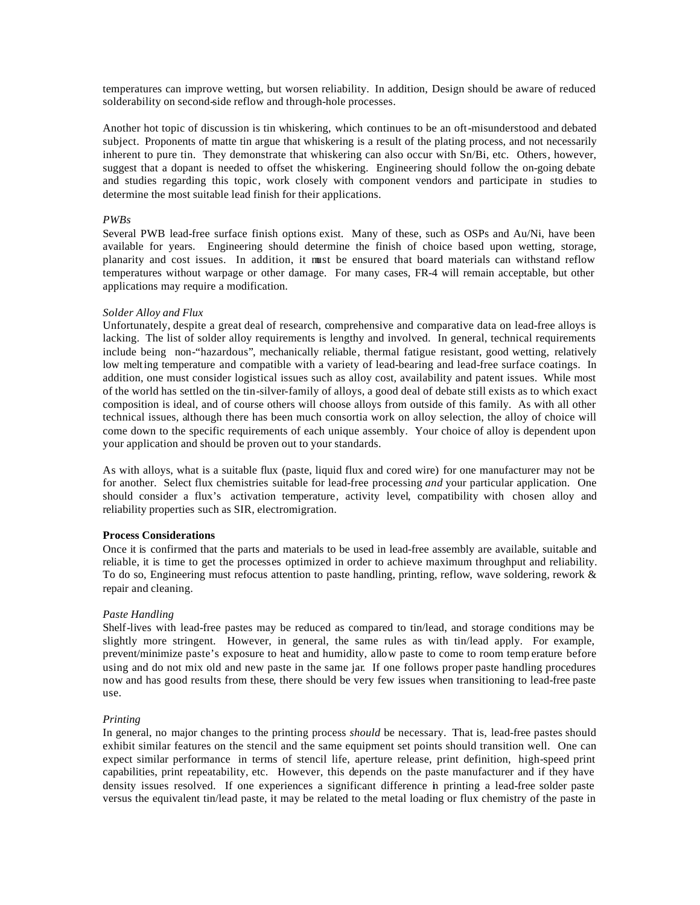temperatures can improve wetting, but worsen reliability. In addition, Design should be aware of reduced solderability on second-side reflow and through-hole processes.

Another hot topic of discussion is tin whiskering, which continues to be an oft-misunderstood and debated subject. Proponents of matte tin argue that whiskering is a result of the plating process, and not necessarily inherent to pure tin. They demonstrate that whiskering can also occur with Sn/Bi, etc. Others, however, suggest that a dopant is needed to offset the whiskering. Engineering should follow the on-going debate and studies regarding this topic, work closely with component vendors and participate in studies to determine the most suitable lead finish for their applications.

*PWBs*

Several PWB lead-free surface finish options exist. Many of these, such as OSPs and Au/Ni, have been available for years. Engineering should determine the finish of choice based upon wetting, storage, planarity and cost issues. In addition, it must be ensured that board materials can withstand reflow temperatures without warpage or other damage. For many cases, FR-4 will remain acceptable, but other applications may require a modification.

*Solder Alloy and Flux*

Unfortunately, despite a great deal of research, comprehensive and comparative data on lead-free alloys is lacking. The list of solder alloy requirements is lengthy and involved. In general, technical requirements include being non-"hazardous", mechanically reliable, thermal fatigue resistant, good wetting, relatively low melting temperature and compatible with a variety of lead-bearing and lead-free surface coatings. In addition, one must consider logistical issues such as alloy cost, availability and patent issues. While most of the world has settled on the tin-silver-family of alloys, a good deal of debate still exists as to which exact composition is ideal, and of course others will choose alloys from outside of this family. As with all other technical issues, although there has been much consortia work on alloy selection, the alloy of choice will come down to the specific requirements of each unique assembly. Your choice of alloy is dependent upon your application and should be proven out to your standards.

As with alloys, what is a suitable flux (paste, liquid flux and cored wire) for one manufacturer may not be for another. Select flux chemistries suitable for lead-free processing *and* your particular application. One should consider a flux's activation temperature, activity level, compatibility with chosen alloy and reliability properties such as SIR, electromigration.

**Process Considerations**

Once it is confirmed that the parts and materials to be used in lead-free assembly are available, suitable and reliable, it is time to get the processes optimized in order to achieve maximum throughput and reliability. To do so, Engineering must refocus attention to paste handling, printing, reflow, wave soldering, rework & repair and cleaning.

*Paste Handling*

Shelf-lives with lead-free pastes may be reduced as compared to tin/lead, and storage conditions may be slightly more stringent. However, in general, the same rules as with tin/lead apply. For example, prevent/minimize paste's exposure to heat and humidity, allow paste to come to room temperature before using and do not mix old and new paste in the same jar. If one follows proper paste handling procedures now and has good results from these, there should be very few issues when transitioning to lead-free paste use.

*Printing*

In general, no major changes to the printing process *should* be necessary. That is, lead-free pastes should exhibit similar features on the stencil and the same equipment set points should transition well. One can expect similar performance in terms of stencil life, aperture release, print definition, high-speed print capabilities, print repeatability, etc. However, this depends on the paste manufacturer and if they have density issues resolved. If one experiences a significant difference in printing a lead-free solder paste versus the equivalent tin/lead paste, it may be related to the metal loading or flux chemistry of the paste in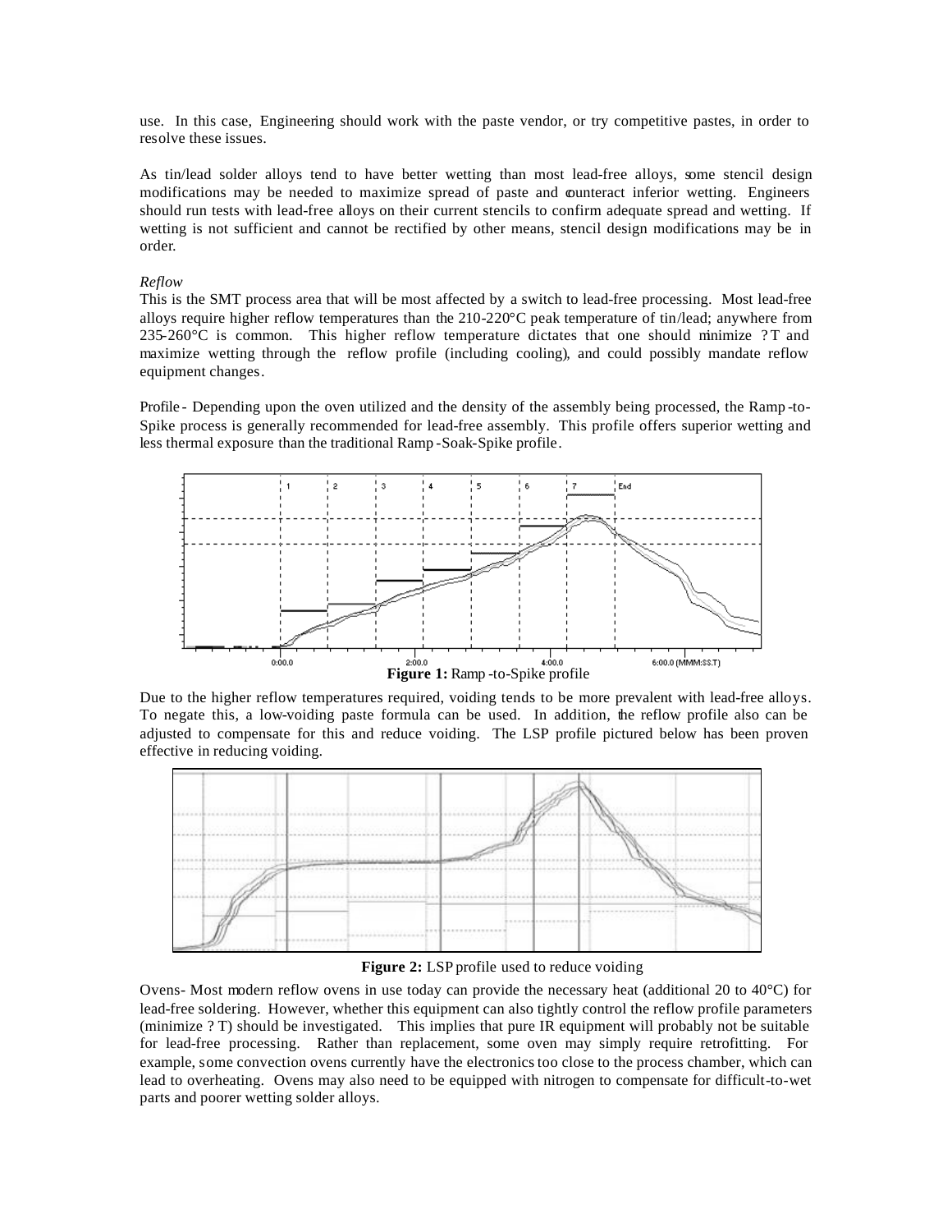use. In this case, Engineering should work with the paste vendor, or try competitive pastes, in order to resolve these issues.

As tin/lead solder alloys tend to have better wetting than most lead-free alloys, some stencil design modifications may be needed to maximize spread of paste and counteract inferior wetting. Engineers should run tests with lead-free alloys on their current stencils to confirm adequate spread and wetting. If wetting is not sufficient and cannot be rectified by other means, stencil design modifications may be in order.

*Reflow*

This is the SMT process area that will be most affected by a switch to lead-free processing. Most lead-free alloys require higher reflow temperatures than the 210-220°C peak temperature of tin/lead; anywhere from 235-260°C is common. This higher reflow temperature dictates that one should minimize ?T and maximize wetting through the reflow profile (including cooling), and could possibly mandate reflow equipment changes.

Profile - Depending upon the oven utilized and the density of the assembly being processed, the Ramp-to-Spike process is generally recommended for lead-free assembly. This profile offers superior wetting and less thermal exposure than the traditional Ramp-Soak-Spike profile.

**Figure 1:** Ramp-to-Spike profile

Due to the higher reflow temperatures required, voiding tends to be more prevalent with lead-free alloys. To negate this, a low-voiding paste formula can be used. In addition, the reflow profile also can be adjusted to compensate for this and reduce voiding. The LSP profile pictured below has been proven effective in reducing voiding.

**Figure 2:** LSP profile used to reduce voiding

Ovens- Most modern reflow ovens in use today can provide the necessary heat (additional 20 to 40°C) for lead-free soldering. However, whether this equipment can also tightly control the reflow profile parameters (minimize ?T) should be investigated. This implies that pure IR equipment will probably not be suitable for lead-free processing. Rather than replacement, some oven may simply require retrofitting. For example, some convection ovens currently have the electronics too close to the process chamber, which can lead to overheating. Ovens may also need to be equipped with nitrogen to compensate for difficult-to-wet parts and poorer wetting solder alloys.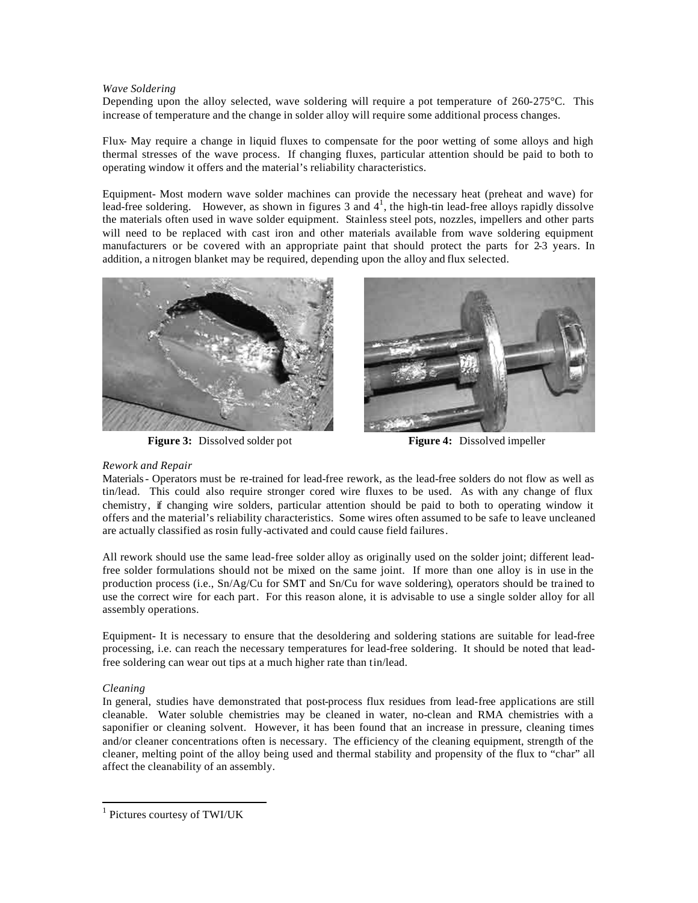*Wave Soldering*

Depending upon the alloy selected, wave soldering will require a pot temperature of 260-275°C. This increase of temperature and the change in solder alloy will require some additional process changes.

Flux- May require a change in liquid fluxes to compensate for the poor wetting of some alloys and high thermal stresses of the wave process. If changing fluxes, particular attention should be paid to both to operating window it offers and the material's reliability characteristics.

Equipment- Most modern wave solder machines can provide the necessary heat (preheat and wave) for lead-free soldering. However, as shown in figures 3 and 4[1], the high-tin lead-free alloys rapidly dissolve the materials often used in wave solder equipment. Stainless steel pots, nozzles, impellers and other parts will need to be replaced with cast iron and other materials available from wave soldering equipment manufacturers or be covered with an appropriate paint that should protect the parts for 2-3 years. In addition, a nitrogen blanket may be required, depending upon the alloy and flux selected.

**Figure 3:** Dissolved solder pot

**Figure 4:** Dissolved impeller

*Rework and Repair*

Materials- Operators must be re-trained for lead-free rework, as the lead-free solders do not flow as well as tin/lead. This could also require stronger cored wire fluxes to be used. As with any change of flux chemistry, if changing wire solders, particular attention should be paid to both to operating window it offers and the material's reliability characteristics. Some wires often assumed to be safe to leave uncleaned are actually classified as rosin fully-activated and could cause field failures.

All rework should use the same lead-free solder alloy as originally used on the solder joint; different lead-free solder formulations should not be mixed on the same joint. If more than one alloy is in use in the production process (i.e., Sn/Ag/Cu for SMT and Sn/Cu for wave soldering), operators should be trained to use the correct wire for each part. For this reason alone, it is advisable to use a single solder alloy for all assembly operations.

Equipment- It is necessary to ensure that the desoldering and soldering stations are suitable for lead-free processing, i.e. can reach the necessary temperatures for lead-free soldering. It should be noted that lead-free soldering can wear out tips at a much higher rate than tin/lead.

*Cleaning*

In general, studies have demonstrated that post-process flux residues from lead-free applications are still cleanable. Water soluble chemistries may be cleaned in water, no-clean and RMA chemistries with a saponifier or cleaning solvent. However, it has been found that an increase in pressure, cleaning times and/or cleaner concentrations often is necessary. The efficiency of the cleaning equipment, strength of the cleaner, melting point of the alloy being used and thermal stability and propensity of the flux to "char" all affect the cleanability of an assembly.

---

[1] Pictures courtesy of TWI/UK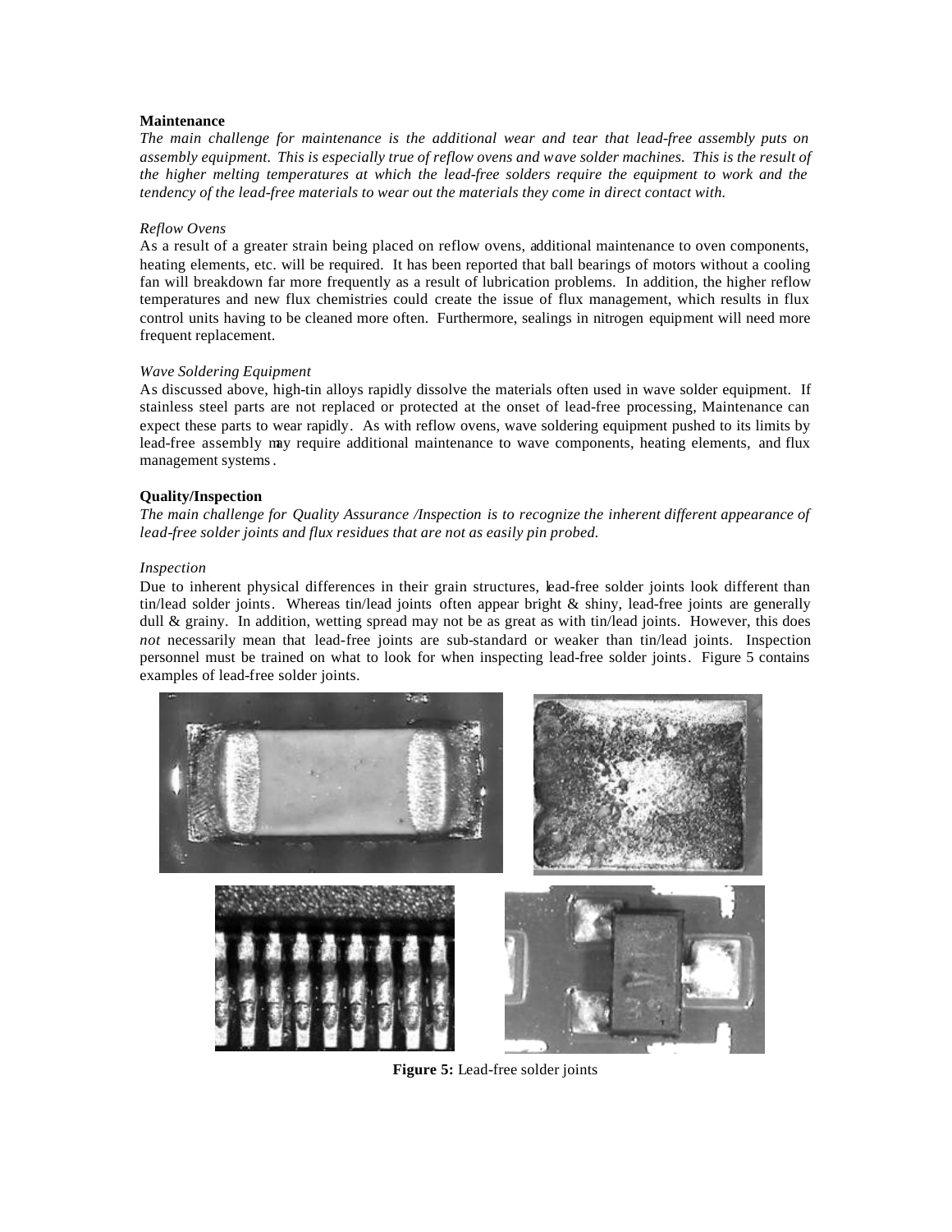**Maintenance**

*The main challenge for maintenance is the additional wear and tear that lead-free assembly puts on assembly equipment. This is especially true of reflow ovens and wave solder machines. This is the result of the higher melting temperatures at which the lead-free solders require the equipment to work and the tendency of the lead-free materials to wear out the materials they come in direct contact with.*

*Reflow Ovens*

As a result of a greater strain being placed on reflow ovens, additional maintenance to oven components, heating elements, etc. will be required. It has been reported that ball bearings of motors without a cooling fan will breakdown far more frequently as a result of lubrication problems. In addition, the higher reflow temperatures and new flux chemistries could create the issue of flux management, which results in flux control units having to be cleaned more often. Furthermore, sealings in nitrogen equipment will need more frequent replacement.

*Wave Soldering Equipment*

As discussed above, high-tin alloys rapidly dissolve the materials often used in wave solder equipment. If stainless steel parts are not replaced or protected at the onset of lead-free processing, Maintenance can expect these parts to wear rapidly. As with reflow ovens, wave soldering equipment pushed to its limits by lead-free assembly may require additional maintenance to wave components, heating elements, and flux management systems.

**Quality/Inspection**

*The main challenge for Quality Assurance /Inspection is to recognize the inherent different appearance of lead-free solder joints and flux residues that are not as easily pin probed.*

*Inspection*

Due to inherent physical differences in their grain structures, lead-free solder joints look different than tin/lead solder joints. Whereas tin/lead joints often appear bright & shiny, lead-free joints are generally dull & grainy. In addition, wetting spread may not be as great as with tin/lead joints. However, this does *not* necessarily mean that lead-free joints are sub-standard or weaker than tin/lead joints. Inspection personnel must be trained on what to look for when inspecting lead-free solder joints. Figure 5 contains examples of lead-free solder joints.

**Figure 5:** Lead-free solder joints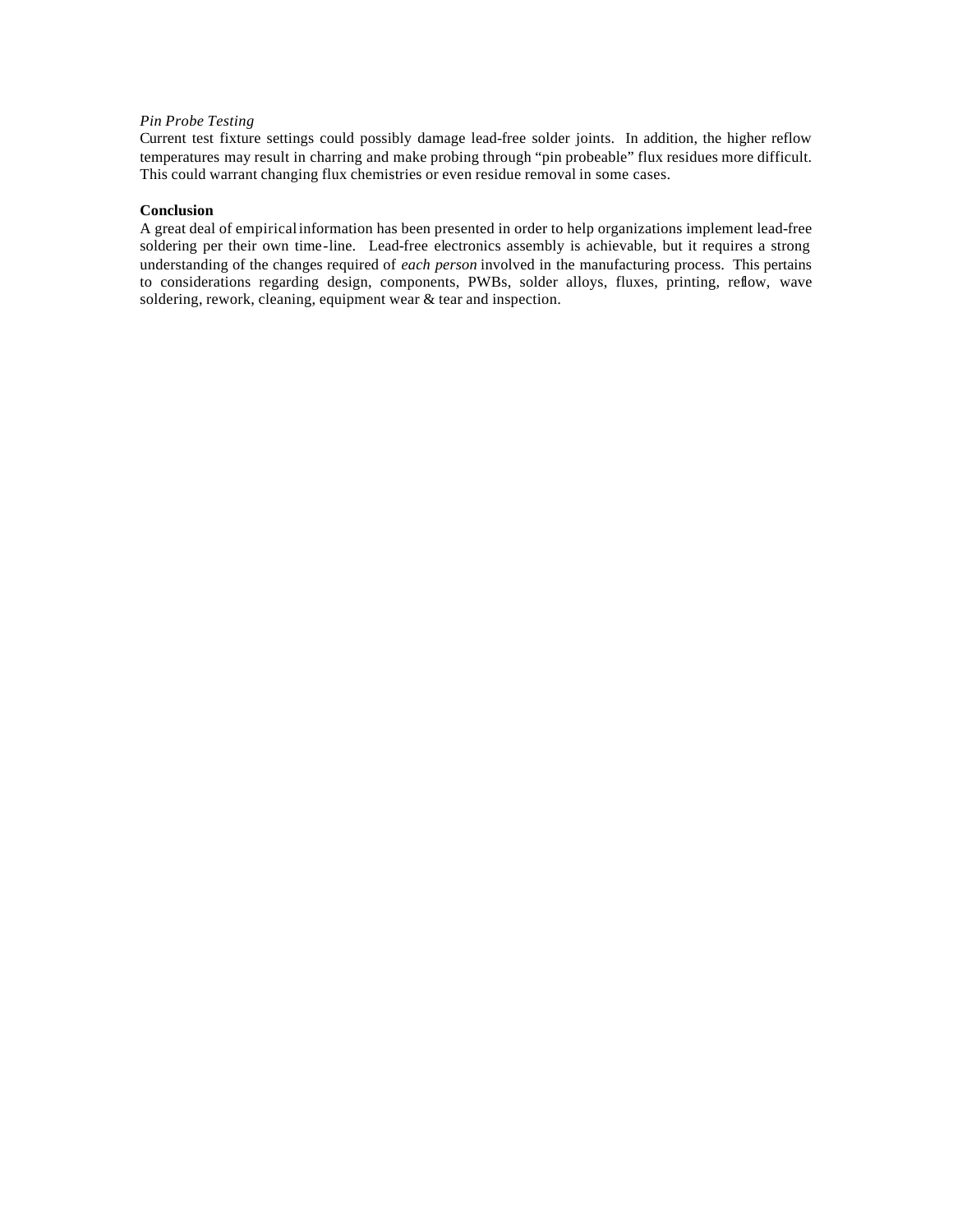*Pin Probe Testing*

Current test fixture settings could possibly damage lead-free solder joints. In addition, the higher reflow temperatures may result in charring and make probing through "pin probeable" flux residues more difficult. This could warrant changing flux chemistries or even residue removal in some cases.

**Conclusion**

A great deal of empirical information has been presented in order to help organizations implement lead-free soldering per their own time-line. Lead-free electronics assembly is achievable, but it requires a strong understanding of the changes required of *each person* involved in the manufacturing process. This pertains to considerations regarding design, components, PWBs, solder alloys, fluxes, printing, reflow, wave soldering, rework, cleaning, equipment wear & tear and inspection.